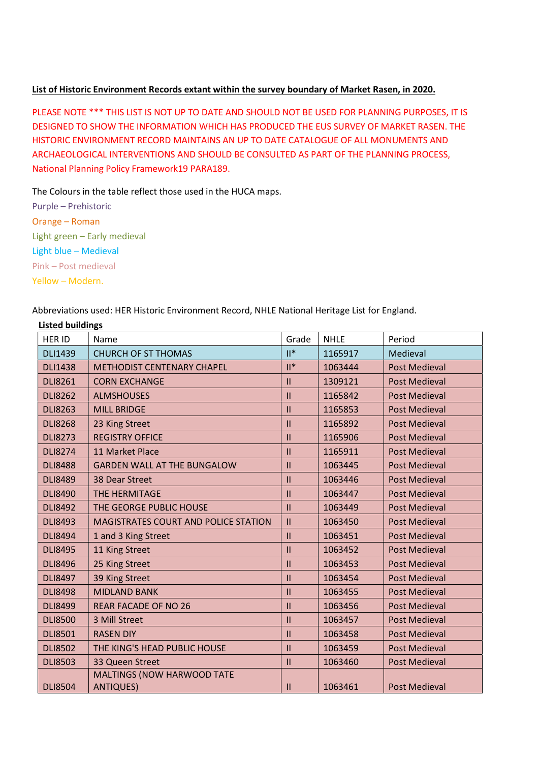**List of Historic Environment Records extant within the survey boundary of Market Rasen, in 2020.**

PLEASE NOTE *** THIS LIST IS NOT UP TO DATE AND SHOULD NOT BE USED FOR PLANNING PURPOSES, IT IS DESIGNED TO SHOW THE INFORMATION WHICH HAS PRODUCED THE EUS SURVEY OF MARKET RASEN. THE HISTORIC ENVIRONMENT RECORD MAINTAINS AN UP TO DATE CATALOGUE OF ALL MONUMENTS AND ARCHAEOLOGICAL INTERVENTIONS AND SHOULD BE CONSULTED AS PART OF THE PLANNING PROCESS, National Planning Policy Framework19 PARA189.

The Colours in the table reflect those used in the HUCA maps.

Purple – Prehistoric

Orange – Roman

Light green – Early medieval

Light blue – Medieval

Pink – Post medieval

Yellow – Modern.

Abbreviations used: HER Historic Environment Record, NHLE National Heritage List for England.

**Listed buildings**

| HER ID | Name | Grade | NHLE | Period |
|---|---|---|---|---|
| DLI1439 | CHURCH OF ST THOMAS | II* | 1165917 | Medieval |
| DLI1438 | METHODIST CENTENARY CHAPEL | II* | 1063444 | Post Medieval |
| DLI8261 | CORN EXCHANGE | II | 1309121 | Post Medieval |
| DLI8262 | ALMSHOUSES | II | 1165842 | Post Medieval |
| DLI8263 | MILL BRIDGE | II | 1165853 | Post Medieval |
| DLI8268 | 23 King Street | II | 1165892 | Post Medieval |
| DLI8273 | REGISTRY OFFICE | II | 1165906 | Post Medieval |
| DLI8274 | 11 Market Place | II | 1165911 | Post Medieval |
| DLI8488 | GARDEN WALL AT THE BUNGALOW | II | 1063445 | Post Medieval |
| DLI8489 | 38 Dear Street | II | 1063446 | Post Medieval |
| DLI8490 | THE HERMITAGE | II | 1063447 | Post Medieval |
| DLI8492 | THE GEORGE PUBLIC HOUSE | II | 1063449 | Post Medieval |
| DLI8493 | MAGISTRATES COURT AND POLICE STATION | II | 1063450 | Post Medieval |
| DLI8494 | 1 and 3 King Street | II | 1063451 | Post Medieval |
| DLI8495 | 11 King Street | II | 1063452 | Post Medieval |
| DLI8496 | 25 King Street | II | 1063453 | Post Medieval |
| DLI8497 | 39 King Street | II | 1063454 | Post Medieval |
| DLI8498 | MIDLAND BANK | II | 1063455 | Post Medieval |
| DLI8499 | REAR FACADE OF NO 26 | II | 1063456 | Post Medieval |
| DLI8500 | 3 Mill Street | II | 1063457 | Post Medieval |
| DLI8501 | RASEN DIY | II | 1063458 | Post Medieval |
| DLI8502 | THE KING'S HEAD PUBLIC HOUSE | II | 1063459 | Post Medieval |
| DLI8503 | 33 Queen Street | II | 1063460 | Post Medieval |
| DLI8504 | MALTINGS (NOW HARWOOD TATE ANTIQUES) | II | 1063461 | Post Medieval |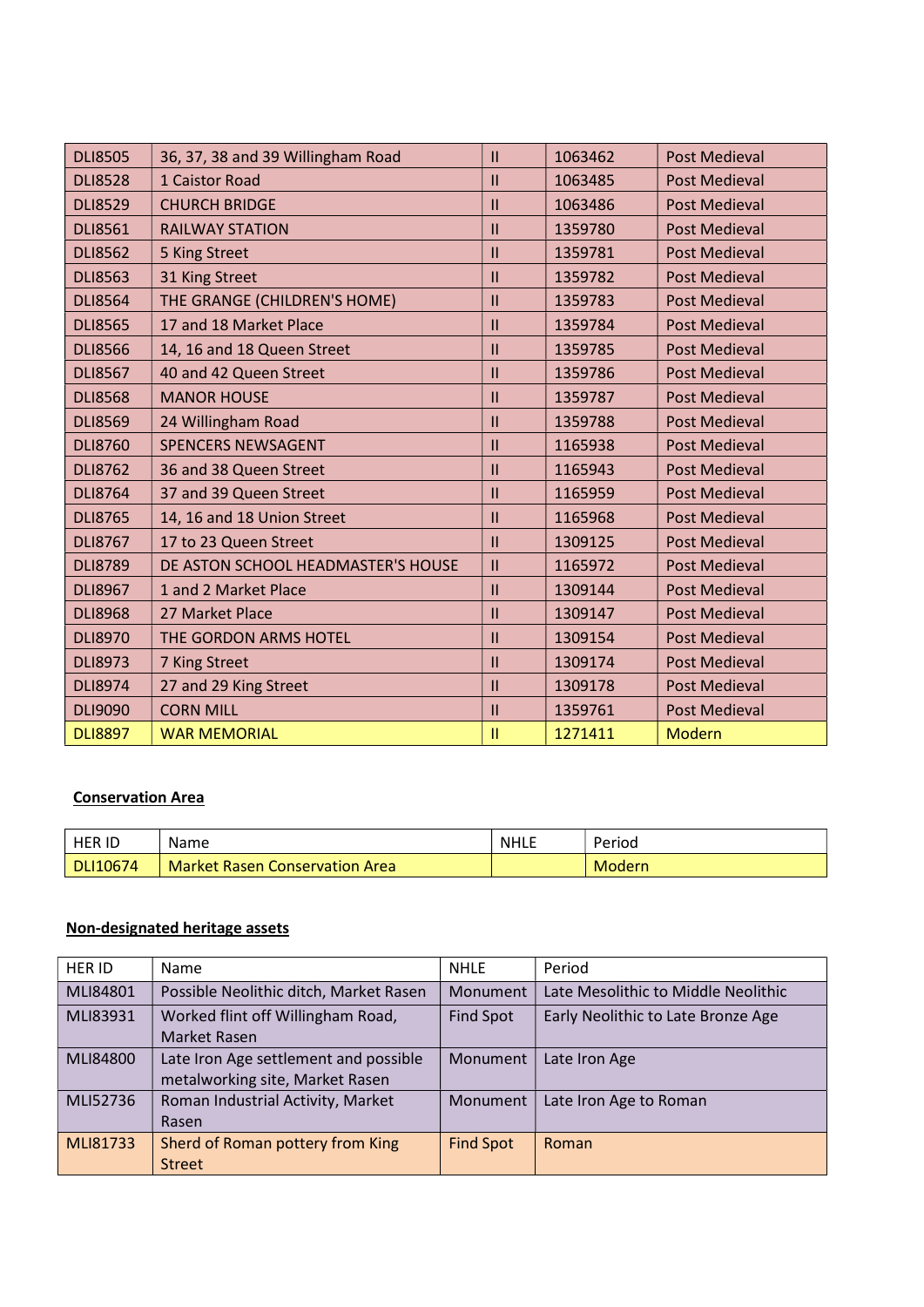| | | | | |
|---|---|---|---|---|
| DLI8505 | 36, 37, 38 and 39 Willingham Road | II | 1063462 | Post Medieval |
| DLI8528 | 1 Caistor Road | II | 1063485 | Post Medieval |
| DLI8529 | CHURCH BRIDGE | II | 1063486 | Post Medieval |
| DLI8561 | RAILWAY STATION | II | 1359780 | Post Medieval |
| DLI8562 | 5 King Street | II | 1359781 | Post Medieval |
| DLI8563 | 31 King Street | II | 1359782 | Post Medieval |
| DLI8564 | THE GRANGE (CHILDREN'S HOME) | II | 1359783 | Post Medieval |
| DLI8565 | 17 and 18 Market Place | II | 1359784 | Post Medieval |
| DLI8566 | 14, 16 and 18 Queen Street | II | 1359785 | Post Medieval |
| DLI8567 | 40 and 42 Queen Street | II | 1359786 | Post Medieval |
| DLI8568 | MANOR HOUSE | II | 1359787 | Post Medieval |
| DLI8569 | 24 Willingham Road | II | 1359788 | Post Medieval |
| DLI8760 | SPENCERS NEWSAGENT | II | 1165938 | Post Medieval |
| DLI8762 | 36 and 38 Queen Street | II | 1165943 | Post Medieval |
| DLI8764 | 37 and 39 Queen Street | II | 1165959 | Post Medieval |
| DLI8765 | 14, 16 and 18 Union Street | II | 1165968 | Post Medieval |
| DLI8767 | 17 to 23 Queen Street | II | 1309125 | Post Medieval |
| DLI8789 | DE ASTON SCHOOL HEADMASTER'S HOUSE | II | 1165972 | Post Medieval |
| DLI8967 | 1 and 2 Market Place | II | 1309144 | Post Medieval |
| DLI8968 | 27 Market Place | II | 1309147 | Post Medieval |
| DLI8970 | THE GORDON ARMS HOTEL | II | 1309154 | Post Medieval |
| DLI8973 | 7 King Street | II | 1309174 | Post Medieval |
| DLI8974 | 27 and 29 King Street | II | 1309178 | Post Medieval |
| DLI9090 | CORN MILL | II | 1359761 | Post Medieval |
| DLI8897 | WAR MEMORIAL | II | 1271411 | Modern |

**Conservation Area**

| HER ID | Name | NHLE | Period |
|---|---|---|---|
| DLI10674 | Market Rasen Conservation Area | | Modern |

**Non-designated heritage assets**

| HER ID | Name | NHLE | Period |
|---|---|---|---|
| MLI84801 | Possible Neolithic ditch, Market Rasen | Monument | Late Mesolithic to Middle Neolithic |
| MLI83931 | Worked flint off Willingham Road, Market Rasen | Find Spot | Early Neolithic to Late Bronze Age |
| MLI84800 | Late Iron Age settlement and possible metalworking site, Market Rasen | Monument | Late Iron Age |
| MLI52736 | Roman Industrial Activity, Market Rasen | Monument | Late Iron Age to Roman |
| MLI81733 | Sherd of Roman pottery from King Street | Find Spot | Roman |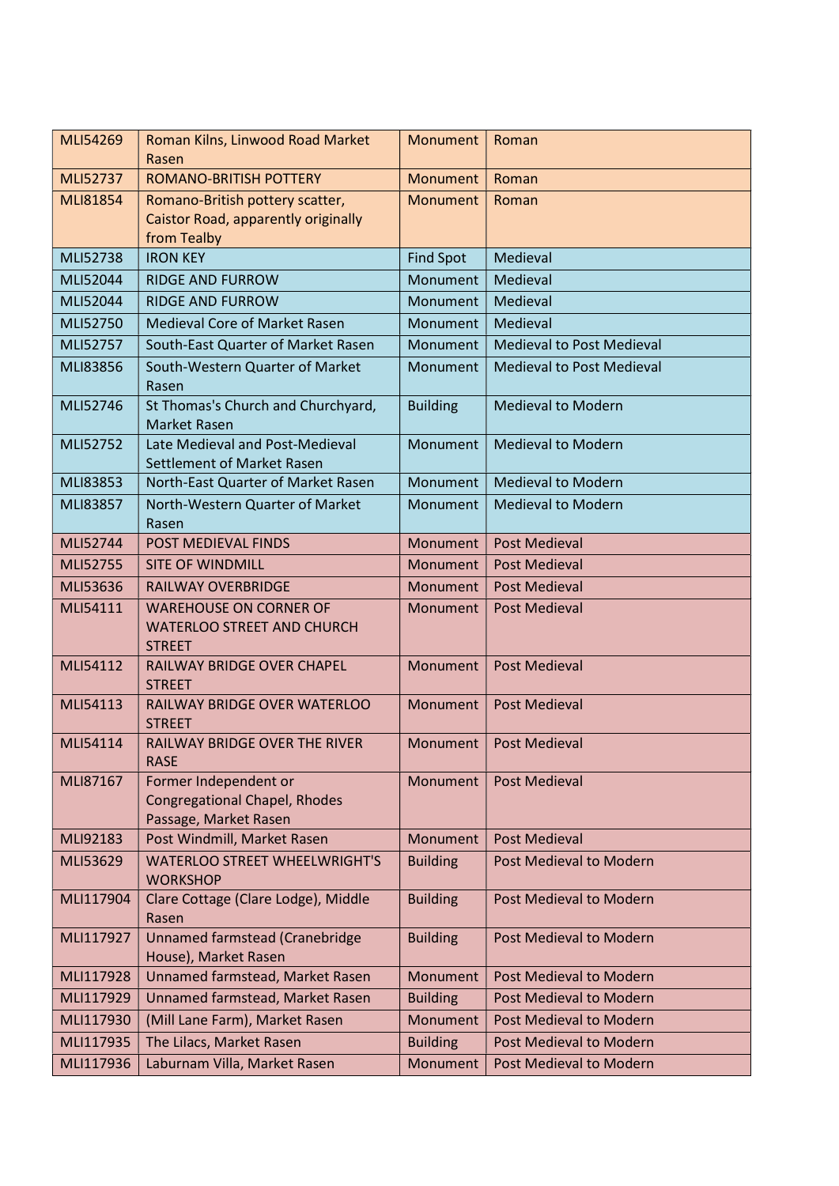| MLI54269 | Roman Kilns, Linwood Road Market Rasen | Monument | Roman |
|---|---|---|---|
| MLI52737 | ROMANO-BRITISH POTTERY | Monument | Roman |
| MLI81854 | Romano-British pottery scatter, Caistor Road, apparently originally from Tealby | Monument | Roman |
| MLI52738 | IRON KEY | Find Spot | Medieval |
| MLI52044 | RIDGE AND FURROW | Monument | Medieval |
| MLI52044 | RIDGE AND FURROW | Monument | Medieval |
| MLI52750 | Medieval Core of Market Rasen | Monument | Medieval |
| MLI52757 | South-East Quarter of Market Rasen | Monument | Medieval to Post Medieval |
| MLI83856 | South-Western Quarter of Market Rasen | Monument | Medieval to Post Medieval |
| MLI52746 | St Thomas's Church and Churchyard, Market Rasen | Building | Medieval to Modern |
| MLI52752 | Late Medieval and Post-Medieval Settlement of Market Rasen | Monument | Medieval to Modern |
| MLI83853 | North-East Quarter of Market Rasen | Monument | Medieval to Modern |
| MLI83857 | North-Western Quarter of Market Rasen | Monument | Medieval to Modern |
| MLI52744 | POST MEDIEVAL FINDS | Monument | Post Medieval |
| MLI52755 | SITE OF WINDMILL | Monument | Post Medieval |
| MLI53636 | RAILWAY OVERBRIDGE | Monument | Post Medieval |
| MLI54111 | WAREHOUSE ON CORNER OF WATERLOO STREET AND CHURCH STREET | Monument | Post Medieval |
| MLI54112 | RAILWAY BRIDGE OVER CHAPEL STREET | Monument | Post Medieval |
| MLI54113 | RAILWAY BRIDGE OVER WATERLOO STREET | Monument | Post Medieval |
| MLI54114 | RAILWAY BRIDGE OVER THE RIVER RASE | Monument | Post Medieval |
| MLI87167 | Former Independent or Congregational Chapel, Rhodes Passage, Market Rasen | Monument | Post Medieval |
| MLI92183 | Post Windmill, Market Rasen | Monument | Post Medieval |
| MLI53629 | WATERLOO STREET WHEELWRIGHT'S WORKSHOP | Building | Post Medieval to Modern |
| MLI117904 | Clare Cottage (Clare Lodge), Middle Rasen | Building | Post Medieval to Modern |
| MLI117927 | Unnamed farmstead (Cranebridge House), Market Rasen | Building | Post Medieval to Modern |
| MLI117928 | Unnamed farmstead, Market Rasen | Monument | Post Medieval to Modern |
| MLI117929 | Unnamed farmstead, Market Rasen | Building | Post Medieval to Modern |
| MLI117930 | (Mill Lane Farm), Market Rasen | Monument | Post Medieval to Modern |
| MLI117935 | The Lilacs, Market Rasen | Building | Post Medieval to Modern |
| MLI117936 | Laburnam Villa, Market Rasen | Monument | Post Medieval to Modern |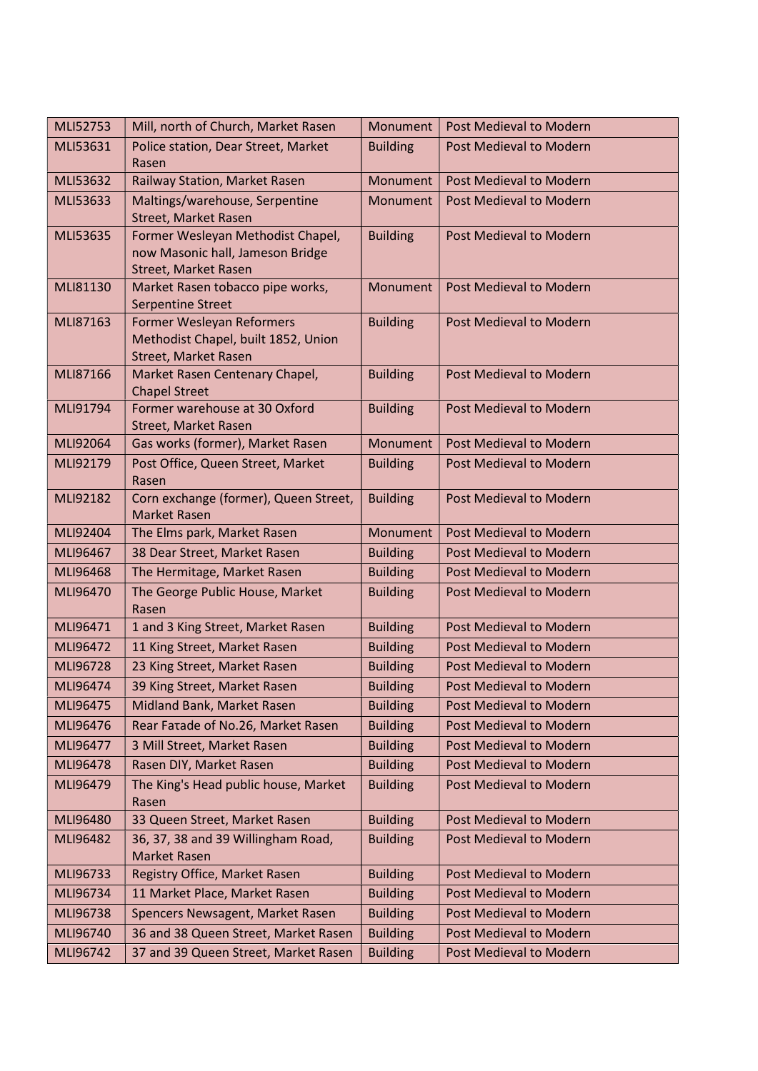| MLI52753 | Mill, north of Church, Market Rasen | Monument | Post Medieval to Modern |
|---|---|---|---|
| MLI53631 | Police station, Dear Street, Market Rasen | Building | Post Medieval to Modern |
| MLI53632 | Railway Station, Market Rasen | Monument | Post Medieval to Modern |
| MLI53633 | Maltings/warehouse, Serpentine Street, Market Rasen | Monument | Post Medieval to Modern |
| MLI53635 | Former Wesleyan Methodist Chapel, now Masonic hall, Jameson Bridge Street, Market Rasen | Building | Post Medieval to Modern |
| MLI81130 | Market Rasen tobacco pipe works, Serpentine Street | Monument | Post Medieval to Modern |
| MLI87163 | Former Wesleyan Reformers Methodist Chapel, built 1852, Union Street, Market Rasen | Building | Post Medieval to Modern |
| MLI87166 | Market Rasen Centenary Chapel, Chapel Street | Building | Post Medieval to Modern |
| MLI91794 | Former warehouse at 30 Oxford Street, Market Rasen | Building | Post Medieval to Modern |
| MLI92064 | Gas works (former), Market Rasen | Monument | Post Medieval to Modern |
| MLI92179 | Post Office, Queen Street, Market Rasen | Building | Post Medieval to Modern |
| MLI92182 | Corn exchange (former), Queen Street, Market Rasen | Building | Post Medieval to Modern |
| MLI92404 | The Elms park, Market Rasen | Monument | Post Medieval to Modern |
| MLI96467 | 38 Dear Street, Market Rasen | Building | Post Medieval to Modern |
| MLI96468 | The Hermitage, Market Rasen | Building | Post Medieval to Modern |
| MLI96470 | The George Public House, Market Rasen | Building | Post Medieval to Modern |
| MLI96471 | 1 and 3 King Street, Market Rasen | Building | Post Medieval to Modern |
| MLI96472 | 11 King Street, Market Rasen | Building | Post Medieval to Modern |
| MLI96728 | 23 King Street, Market Rasen | Building | Post Medieval to Modern |
| MLI96474 | 39 King Street, Market Rasen | Building | Post Medieval to Modern |
| MLI96475 | Midland Bank, Market Rasen | Building | Post Medieval to Modern |
| MLI96476 | Rear Faтade of No.26, Market Rasen | Building | Post Medieval to Modern |
| MLI96477 | 3 Mill Street, Market Rasen | Building | Post Medieval to Modern |
| MLI96478 | Rasen DIY, Market Rasen | Building | Post Medieval to Modern |
| MLI96479 | The King's Head public house, Market Rasen | Building | Post Medieval to Modern |
| MLI96480 | 33 Queen Street, Market Rasen | Building | Post Medieval to Modern |
| MLI96482 | 36, 37, 38 and 39 Willingham Road, Market Rasen | Building | Post Medieval to Modern |
| MLI96733 | Registry Office, Market Rasen | Building | Post Medieval to Modern |
| MLI96734 | 11 Market Place, Market Rasen | Building | Post Medieval to Modern |
| MLI96738 | Spencers Newsagent, Market Rasen | Building | Post Medieval to Modern |
| MLI96740 | 36 and 38 Queen Street, Market Rasen | Building | Post Medieval to Modern |
| MLI96742 | 37 and 39 Queen Street, Market Rasen | Building | Post Medieval to Modern |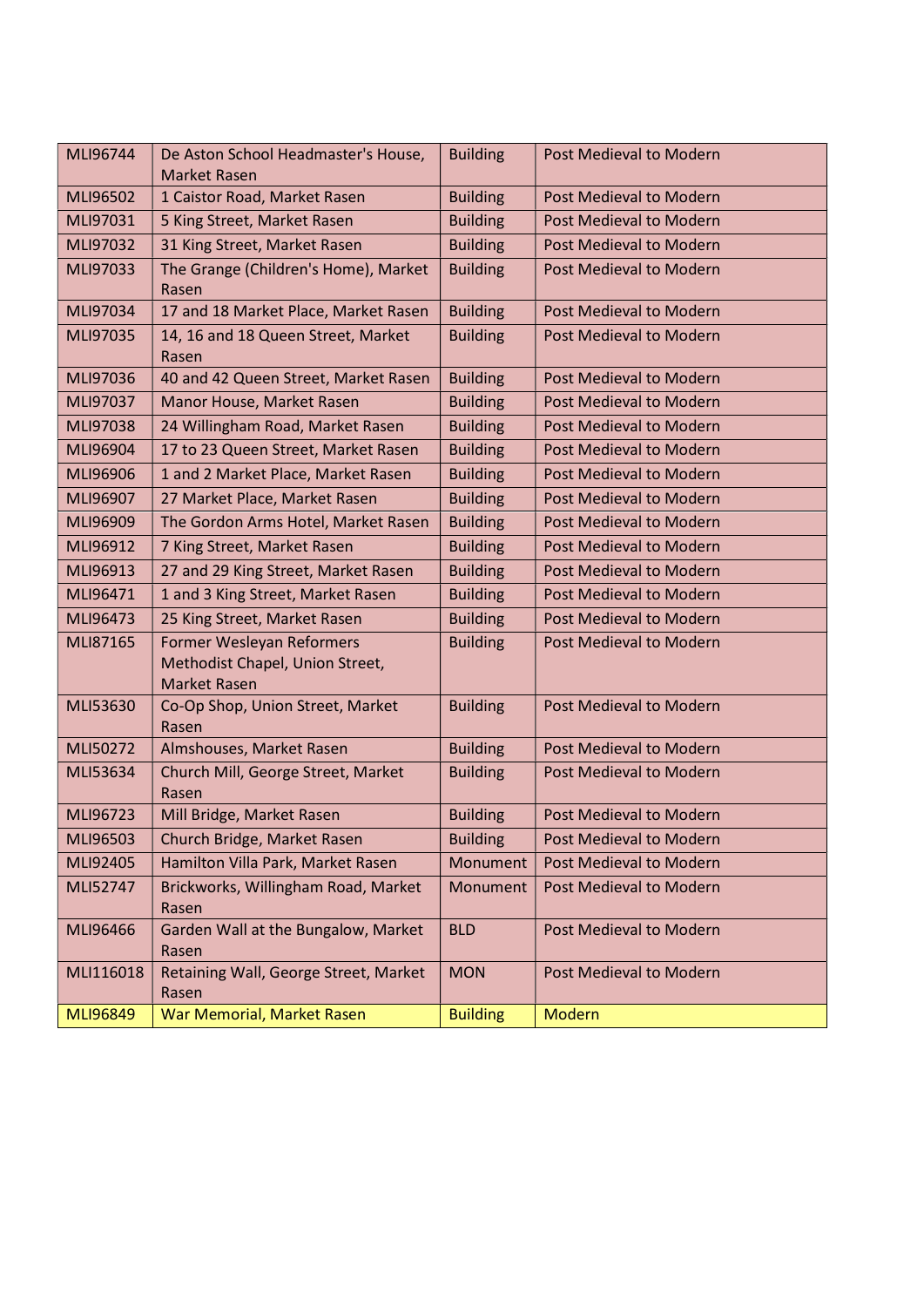| | | | |
|---|---|---|---|
| MLI96744 | De Aston School Headmaster's House, Market Rasen | Building | Post Medieval to Modern |
| MLI96502 | 1 Caistor Road, Market Rasen | Building | Post Medieval to Modern |
| MLI97031 | 5 King Street, Market Rasen | Building | Post Medieval to Modern |
| MLI97032 | 31 King Street, Market Rasen | Building | Post Medieval to Modern |
| MLI97033 | The Grange (Children's Home), Market Rasen | Building | Post Medieval to Modern |
| MLI97034 | 17 and 18 Market Place, Market Rasen | Building | Post Medieval to Modern |
| MLI97035 | 14, 16 and 18 Queen Street, Market Rasen | Building | Post Medieval to Modern |
| MLI97036 | 40 and 42 Queen Street, Market Rasen | Building | Post Medieval to Modern |
| MLI97037 | Manor House, Market Rasen | Building | Post Medieval to Modern |
| MLI97038 | 24 Willingham Road, Market Rasen | Building | Post Medieval to Modern |
| MLI96904 | 17 to 23 Queen Street, Market Rasen | Building | Post Medieval to Modern |
| MLI96906 | 1 and 2 Market Place, Market Rasen | Building | Post Medieval to Modern |
| MLI96907 | 27 Market Place, Market Rasen | Building | Post Medieval to Modern |
| MLI96909 | The Gordon Arms Hotel, Market Rasen | Building | Post Medieval to Modern |
| MLI96912 | 7 King Street, Market Rasen | Building | Post Medieval to Modern |
| MLI96913 | 27 and 29 King Street, Market Rasen | Building | Post Medieval to Modern |
| MLI96471 | 1 and 3 King Street, Market Rasen | Building | Post Medieval to Modern |
| MLI96473 | 25 King Street, Market Rasen | Building | Post Medieval to Modern |
| MLI87165 | Former Wesleyan Reformers Methodist Chapel, Union Street, Market Rasen | Building | Post Medieval to Modern |
| MLI53630 | Co-Op Shop, Union Street, Market Rasen | Building | Post Medieval to Modern |
| MLI50272 | Almshouses, Market Rasen | Building | Post Medieval to Modern |
| MLI53634 | Church Mill, George Street, Market Rasen | Building | Post Medieval to Modern |
| MLI96723 | Mill Bridge, Market Rasen | Building | Post Medieval to Modern |
| MLI96503 | Church Bridge, Market Rasen | Building | Post Medieval to Modern |
| MLI92405 | Hamilton Villa Park, Market Rasen | Monument | Post Medieval to Modern |
| MLI52747 | Brickworks, Willingham Road, Market Rasen | Monument | Post Medieval to Modern |
| MLI96466 | Garden Wall at the Bungalow, Market Rasen | BLD | Post Medieval to Modern |
| MLI116018 | Retaining Wall, George Street, Market Rasen | MON | Post Medieval to Modern |
| MLI96849 | War Memorial, Market Rasen | Building | Modern |